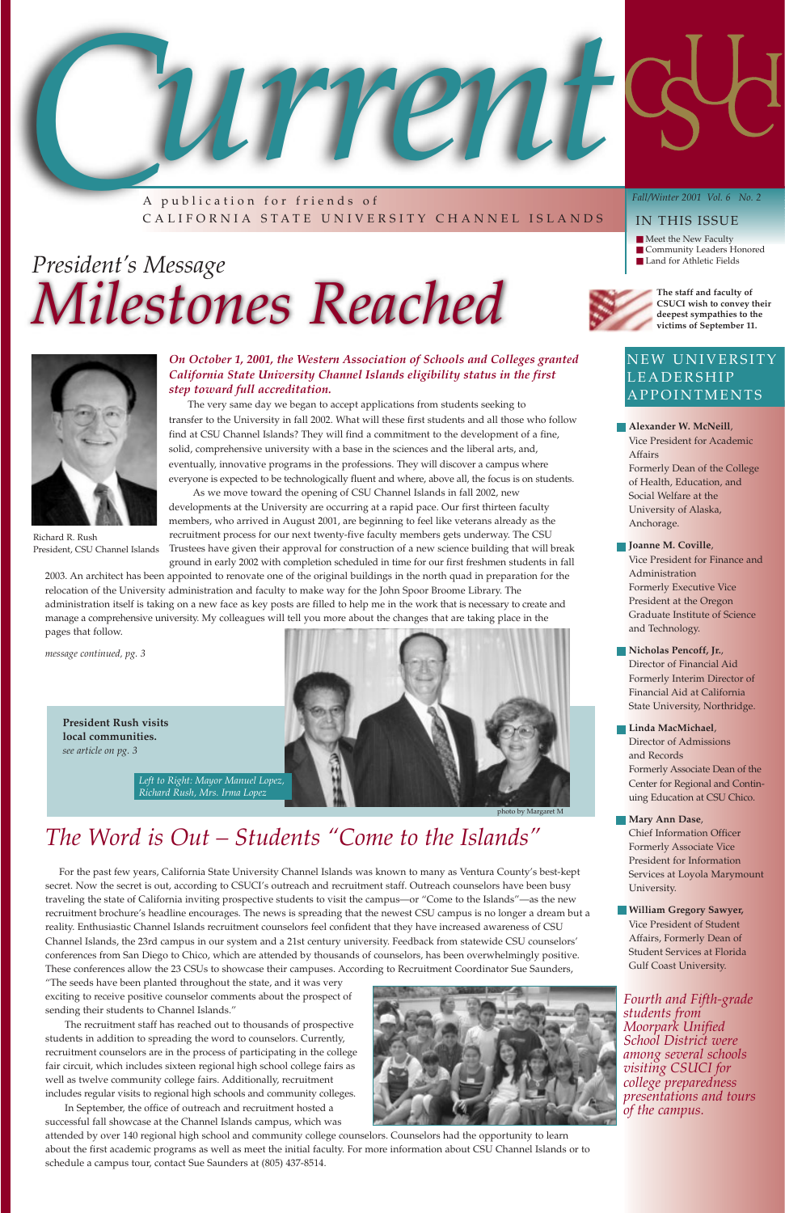# Current

A publication for friends of
CALIFORNIA STATE UNIVERSITY CHANNEL ISLANDS

*Fall/Winter 2001 Vol. 6 No. 2*

## IN THIS ISSUE

- Meet the New Faculty
- Community Leaders Honored
- Land for Athletic Fields

**The staff and faculty of CSUCI wish to convey their deepest sympathies to the victims of September 11.**

## President's Message
# Milestones Reached

Richard R. Rush
President, CSU Channel Islands

***On October 1, 2001, the Western Association of Schools and Colleges granted California State University Channel Islands eligibility status in the first step toward full accreditation.***

The very same day we began to accept applications from students seeking to transfer to the University in fall 2002. What will these first students and all those who follow find at CSU Channel Islands? They will find a commitment to the development of a fine, solid, comprehensive university with a base in the sciences and the liberal arts, and, eventually, innovative programs in the professions. They will discover a campus where everyone is expected to be technologically fluent and where, above all, the focus is on students.

As we move toward the opening of CSU Channel Islands in fall 2002, new developments at the University are occurring at a rapid pace. Our first thirteen faculty members, who arrived in August 2001, are beginning to feel like veterans already as the recruitment process for our next twenty-five faculty members gets underway. The CSU Trustees have given their approval for construction of a new science building that will break ground in early 2002 with completion scheduled in time for our first freshmen students in fall 2003. An architect has been appointed to renovate one of the original buildings in the north quad in preparation for the relocation of the University administration and faculty to make way for the John Spoor Broome Library. The administration itself is taking on a new face as key posts are filled to help me in the work that is necessary to create and manage a comprehensive university. My colleagues will tell you more about the changes that are taking place in the pages that follow.

*message continued, pg. 3*

**President Rush visits local communities.**
*see article on pg. 3*

*Left to Right: Mayor Manuel Lopez, Richard Rush, Mrs. Irma Lopez*

photo by Margaret M

## NEW UNIVERSITY LEADERSHIP APPOINTMENTS

- **Alexander W. McNeill**, Vice President for Academic Affairs
  Formerly Dean of the College of Health, Education, and Social Welfare at the University of Alaska, Anchorage.
- **Joanne M. Coville**, Vice President for Finance and Administration
  Formerly Executive Vice President at the Oregon Graduate Institute of Science and Technology.
- **Nicholas Pencoff, Jr.**, Director of Financial Aid
  Formerly Interim Director of Financial Aid at California State University, Northridge.
- **Linda MacMichael**, Director of Admissions and Records
  Formerly Associate Dean of the Center for Regional and Continuing Education at CSU Chico.
- **Mary Ann Dase**, Chief Information Officer
  Formerly Associate Vice President for Information Services at Loyola Marymount University.
- **William Gregory Sawyer**, Vice President of Student Affairs, Formerly Dean of Student Services at Florida Gulf Coast University.

## The Word is Out – Students "Come to the Islands"

For the past few years, California State University Channel Islands was known to many as Ventura County's best-kept secret. Now the secret is out, according to CSUCI's outreach and recruitment staff. Outreach counselors have been busy traveling the state of California inviting prospective students to visit the campus—or "Come to the Islands"—as the new recruitment brochure's headline encourages. The news is spreading that the newest CSU campus is no longer a dream but a reality. Enthusiastic Channel Islands recruitment counselors feel confident that they have increased awareness of CSU Channel Islands, the 23rd campus in our system and a 21st century university. Feedback from statewide CSU counselors' conferences from San Diego to Chico, which are attended by thousands of counselors, has been overwhelmingly positive. These conferences allow the 23 CSUs to showcase their campuses. According to Recruitment Coordinator Sue Saunders, "The seeds have been planted throughout the state, and it was very exciting to receive positive counselor comments about the prospect of sending their students to Channel Islands."

The recruitment staff has reached out to thousands of prospective students in addition to spreading the word to counselors. Currently, recruitment counselors are in the process of participating in the college fair circuit, which includes sixteen regional high school college fairs as well as twelve community college fairs. Additionally, recruitment includes regular visits to regional high schools and community colleges.

In September, the office of outreach and recruitment hosted a successful fall showcase at the Channel Islands campus, which was attended by over 140 regional high school and community college counselors. Counselors had the opportunity to learn about the first academic programs as well as meet the initial faculty. For more information about CSU Channel Islands or to schedule a campus tour, contact Sue Saunders at (805) 437-8514.

*Fourth and Fifth-grade students from Moorpark Unified School District were among several schools visiting CSUCI for college preparedness presentations and tours of the campus.*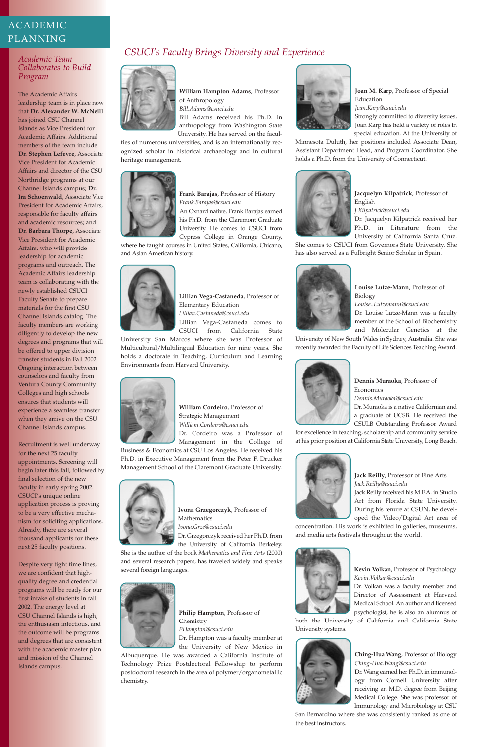# ACADEMIC PLANNING

## *Academic Team Collaborates to Build Program*

The Academic Affairs leadership team is in place now that **Dr. Alexander W. McNeill** has joined CSU Channel Islands as Vice President for Academic Affairs. Additional members of the team include **Dr. Stephen Lefevre**, Associate Vice President for Academic Affairs and director of the CSU Northridge programs at our Channel Islands campus; **Dr. Ira Schoenwald**, Associate Vice President for Academic Affairs, responsible for faculty affairs and academic resources; and **Dr. Barbara Thorpe**, Associate Vice President for Academic Affairs, who will provide leadership for academic programs and outreach. The Academic Affairs leadership team is collaborating with the newly established CSUCI Faculty Senate to prepare materials for the first CSU Channel Islands catalog. The faculty members are working diligently to develop the new degrees and programs that will be offered to upper division transfer students in Fall 2002. Ongoing interaction between counselors and faculty from Ventura County Community Colleges and high schools ensures that students will experience a seamless transfer when they arrive on the CSU Channel Islands campus.

Recruitment is well underway for the next 25 faculty appointments. Screening will begin later this fall, followed by final selection of the new faculty in early spring 2002. CSUCI's unique online application process is proving to be a very effective mechanism for soliciting applications. Already, there are several thousand applicants for these next 25 faculty positions.

Despite very tight time lines, we are confident that high-quality degree and credential programs will be ready for our first intake of students in fall 2002. The energy level at CSU Channel Islands is high, the enthusiasm infectious, and the outcome will be programs and degrees that are consistent with the academic master plan and mission of the Channel Islands campus.

## *CSUCI's Faculty Brings Diversity and Experience*

**William Hampton Adams**, Professor of Anthropology
*Bill.Adams@csuci.edu*
Bill Adams received his Ph.D. in anthropology from Washington State University. He has served on the faculties of numerous universities, and is an internationally recognized scholar in historical archaeology and in cultural heritage management.

**Frank Barajas**, Professor of History
*Frank.Barajas@csuci.edu*
An Oxnard native, Frank Barajas earned his Ph.D. from the Claremont Graduate University. He comes to CSUCI from Cypress College in Orange County, where he taught courses in United States, California, Chicano, and Asian American history.

**Lillian Vega-Castaneda**, Professor of Elementary Education
*Lillian.Castaneda@csuci.edu*
Lillian Vega-Castaneda comes to CSUCI from California State University San Marcos where she was Professor of Multicultural/Multilingual Education for nine years. She holds a doctorate in Teaching, Curriculum and Learning Environments from Harvard University.

**William Cordeiro**, Professor of Strategic Management
*William.Cordeiro@csuci.edu*
Dr. Cordeiro was a Professor of Management in the College of Business & Economics at CSU Los Angeles. He received his Ph.D. in Executive Management from the Peter F. Drucker Management School of the Claremont Graduate University.

**Ivona Grzegorczyk**, Professor of Mathematics
*Ivona.Grze@csuci.edu*
Dr. Grzegorczyk received her Ph.D. from the University of California Berkeley. She is the author of the book *Mathematics and Fine Arts* (2000) and several research papers, has traveled widely and speaks several foreign languages.

**Philip Hampton**, Professor of Chemistry
*PHampton@csuci.edu*
Dr. Hampton was a faculty member at the University of New Mexico in Albuquerque. He was awarded a California Institute of Technology Prize Postdoctoral Fellowship to perform postdoctoral research in the area of polymer/organometallic chemistry.

**Joan M. Karp**, Professor of Special Education
*Joan.Karp@csuci.edu*
Strongly committed to diversity issues, Joan Karp has held a variety of roles in special education. At the University of Minnesota Duluth, her positions included Associate Dean, Assistant Department Head, and Program Coordinator. She holds a Ph.D. from the University of Connecticut.

**Jacquelyn Kilpatrick**, Professor of English
*J.Kilpatrick@csuci.edu*
Dr. Jacquelyn Kilpatrick received her Ph.D. in Literature from the University of California Santa Cruz. She comes to CSUCI from Governors State University. She has also served as a Fulbright Senior Scholar in Spain.

**Louise Lutze-Mann**, Professor of Biology
*Louise..Lutzemann@csuci.edu*
Dr. Louise Lutze-Mann was a faculty member of the School of Biochemistry and Molecular Genetics at the University of New Wales in Sydney, Australia. She was recently awarded the Faculty of Life Sciences Teaching Award.

**Dennis Muraoka**, Professor of Economics
*Dennis.Muraoka@csuci.edu*
Dr. Muraoka is a native Californian and a graduate of UCSB. He received the CSULB Outstanding Professor Award for excellence in teaching, scholarship and community service at his prior position at California State University, Long Beach.

**Jack Reilly**, Professor of Fine Arts
*Jack.Reilly@csuci.edu*
Jack Reilly received his M.F.A. in Studio Art from Florida State University. During his tenure at CSUN, he developed the Video/Digital Art area of concentration. His work is exhibited in galleries, museums, and media arts festivals throughout the world.

**Kevin Volkan**, Professor of Psychology
*Kevin.Volkan@csuci.edu*
Dr. Volkan was a faculty member and Director of Assessment at Harvard Medical School. An author and licensed psychologist, he is also an alumnus of both the University of California and California State University systems.

**Ching-Hua Wang**, Professor of Biology
*Ching-Hua.Wang@csuci.edu*
Dr. Wang earned her Ph.D. in immunology from Cornell University after receiving an M.D. degree from Beijing Medical College. She was professor of Immunology and Microbiology at CSU San Bernardino where she was consistently ranked as one of the best instructors.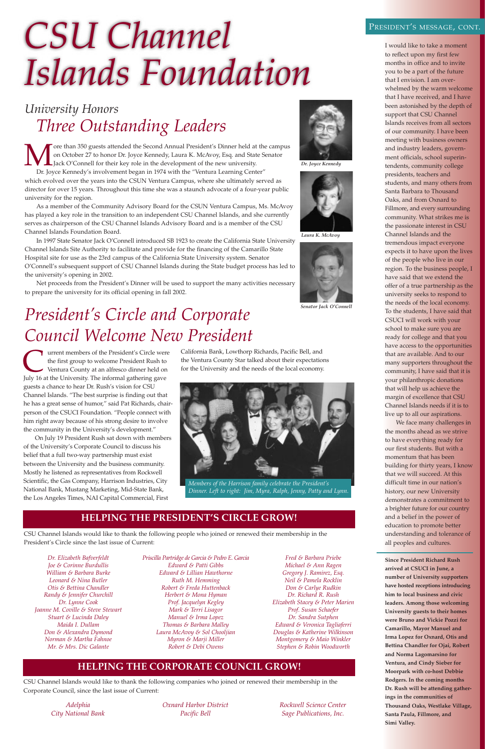# CSU Channel Islands Foundation

## University Honors Three Outstanding Leaders

More than 350 guests attended the Second Annual President's Dinner held at the campus on October 27 to honor Dr. Joyce Kennedy, Laura K. McAvoy, Esq. and State Senator Jack O'Connell for their key role in the development of the new university.

Dr. Joyce Kennedy's involvement began in 1974 with the "Ventura Learning Center" which evolved over the years into the CSUN Ventura Campus, where she ultimately served as director for over 15 years. Throughout this time she was a staunch advocate of a four-year public university for the region.

As a member of the Community Advisory Board for the CSUN Ventura Campus, Ms. McAvoy has played a key role in the transition to an independent CSU Channel Islands, and she currently serves as chairperson of the CSU Channel Islands Advisory Board and is a member of the CSU Channel Islands Foundation Board.

In 1997 State Senator Jack O'Connell introduced SB 1923 to create the California State University Channel Islands Site Authority to facilitate and provide for the financing of the Camarillo State Hospital site for use as the 23rd campus of the California State University system. Senator O'Connell's subsequent support of CSU Channel Islands during the State budget process has led to the university's opening in 2002.

Net proceeds from the President's Dinner will be used to support the many activities necessary to prepare the university for its official opening in fall 2002.

*Dr. Joyce Kennedy*

*Laura K. McAvoy*

*Senator Jack O'Connell*

## President's Circle and Corporate Council Welcome New President

Current members of the President's Circle were the first group to welcome President Rush to Ventura County at an alfresco dinner held on July 16 at the University. The informal gathering gave guests a chance to hear Dr. Rush's vision for CSU Channel Islands. "The best surprise is finding out that he has a great sense of humor," said Pat Richards, chairperson of the CSUCI Foundation. "People connect with him right away because of his strong desire to involve the community in the University's development."

On July 19 President Rush sat down with members of the University's Corporate Council to discuss his belief that a full two-way partnership must exist between the University and the business community. Mostly he listened as representatives from Rockwell Scientific, the Gas Company, Harrison Industries, City National Bank, Mustang Marketing, Mid-State Bank, the Los Angeles Times, NAI Capital Commercial, First California Bank, Lowthorp Richards, Pacific Bell, and the Ventura County Star talked about their expectations for the University and the needs of the local economy.

*Members of the Harrison family celebrate the President's Dinner. Left to right: Jim, Myra, Ralph, Jenny, Patty and Lynn.*

## HELPING THE PRESIDENT'S CIRCLE GROW!

CSU Channel Islands would like to thank the following people who joined or renewed their membership in the President's Circle since the last issue of Current:

*Dr. Elizabeth Bafverfeldt*
*Joe & Corinne Burdullis*
*William & Barbara Burke*
*Leonard & Nina Butler*
*Otis & Bettina Chandler*
*Randy & Jennifer Churchill*
*Dr. Lynne Cook*
*Joanne M. Coville & Steve Stewart*
*Stuart & Lucinda Daley*
*Maida I. Dullam*
*Don & Alexandra Dymond*
*Norman & Martha Fahnoe*
*Mr. & Mrs. Dic Galante*
*Priscilla Partridge de Garcia & Pedro E. Garcia*
*Edward & Patti Gibbs*
*Edward & Lillian Hawthorne*
*Ruth M. Hemming*
*Robert & Freda Huttenback*
*Herbert & Mona Hyman*
*Prof. Jacquelyn Kegley*
*Mark & Terri Lisagor*
*Manuel & Irma Lopez*
*Thomas & Barbara Malley*
*Laura McAvoy & Sol Chooljian*
*Myron & Marji Miller*
*Robert & Debi Owens*
*Fred & Barbara Priebe*
*Michael & Ann Ragen*
*Gregory J. Ramirez, Esq.*
*Neil & Pamela Rocklin*
*Don & Carlye Rudkin*
*Dr. Richard R. Rush*
*Elizabeth Stacey & Peter Marien*
*Prof. Susan Schaefer*
*Dr. Sandra Sutphen*
*Edward & Veronica Tagliaferri*
*Douglas & Katherine Wilkinson*
*Montgomery & Maio Winkler*
*Stephen & Robin Woodworth*

## HELPING THE CORPORATE COUNCIL GROW!

CSU Channel Islands would like to thank the following companies who joined or renewed their membership in the Corporate Council, since the last issue of Current:

*Adelphia*
*City National Bank*
*Oxnard Harbor District*
*Pacific Bell*
*Rockwell Science Center*
*Sage Publications, Inc.*

## PRESIDENT'S MESSAGE, CONT.

I would like to take a moment to reflect upon my first few months in office and to invite you to be a part of the future that I envision. I am overwhelmed by the warm welcome that I have received, and I have been astonished by the depth of support that CSU Channel Islands receives from all sectors of our community. I have been meeting with business owners and industry leaders, government officials, school superintendents, community college presidents, teachers and students, and many others from Santa Barbara to Thousand Oaks, and from Oxnard to Fillmore, and every surrounding community. What strikes me is the passionate interest in CSU Channel Islands and the tremendous impact everyone expects it to have upon the lives of the people who live in our region. To the business people, I have said that we extend the offer of a true partnership as the university seeks to respond to the needs of the local economy. To the students, I have said that CSUCI will work with your school to make sure you are ready for college and that you have access to the opportunities that are available. And to our many supporters throughout the community, I have said that it is your philanthropic donations that will help us achieve the margin of excellence that CSU Channel Islands needs if it is to live up to all our aspirations.

We face many challenges in the months ahead as we strive to have everything ready for our first students. But with a momentum that has been building for thirty years, I know that we will succeed. At this difficult time in our nation's history, our new University demonstrates a commitment to a brighter future for our country and a belief in the power of education to promote better understanding and tolerance of all peoples and cultures.

**Since President Richard Rush arrived at CSUCI in June, a number of University supporters have hosted receptions introducing him to local business and civic leaders. Among those welcoming University guests to their homes were Bruno and Vickie Pozzi for Camarillo, Mayor Manuel and Irma Lopez for Oxnard, Otis and Bettina Chandler for Ojai, Robert and Norma Lagomarsino for Ventura, and Cindy Sieber for Moorpark with co-host Debbie Rodgers. In the coming months Dr. Rush will be attending gatherings in the communities of Thousand Oaks, Westlake Village, Santa Paula, Fillmore, and Simi Valley.**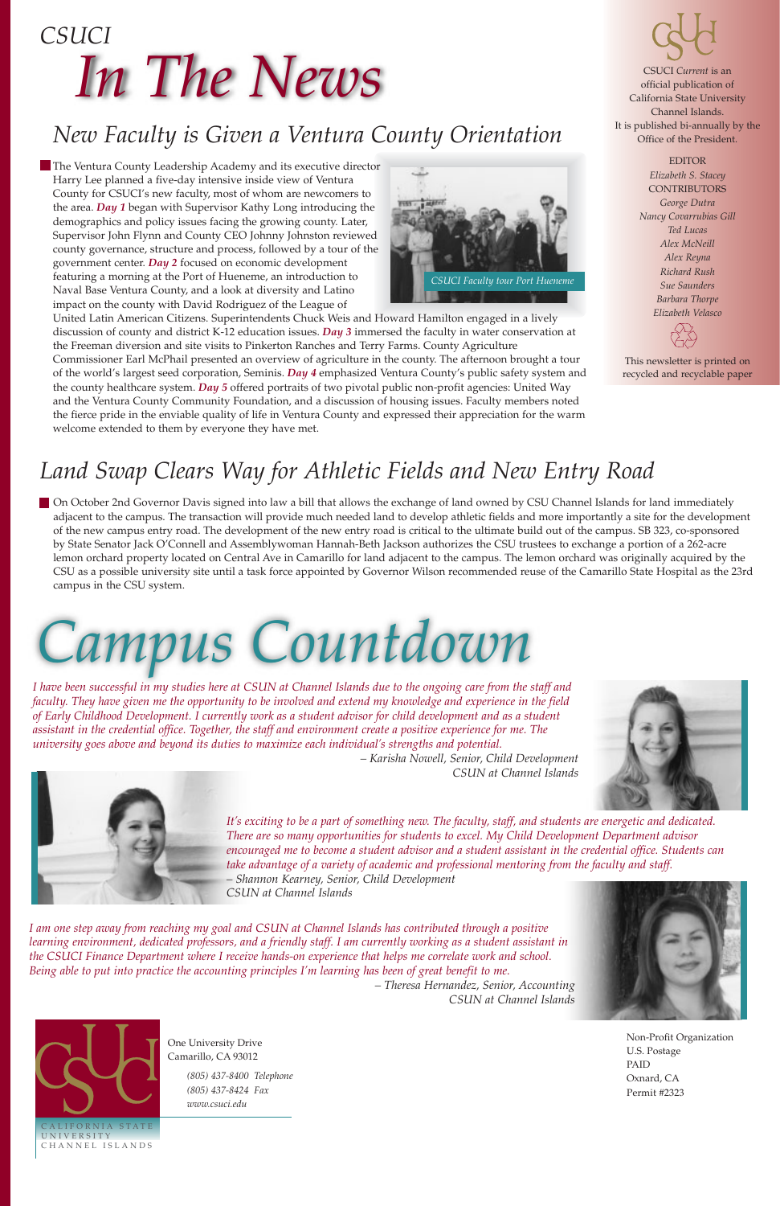# CSUCI In The News

## New Faculty is Given a Ventura County Orientation

The Ventura County Leadership Academy and its executive director Harry Lee planned a five-day intensive inside view of Ventura County for CSUCI's new faculty, most of whom are newcomers to the area. ***Day 1*** began with Supervisor Kathy Long introducing the demographics and policy issues facing the growing county. Later, Supervisor John Flynn and County CEO Johnny Johnston reviewed county governance, structure and process, followed by a tour of the government center. ***Day 2*** focused on economic development featuring a morning at the Port of Hueneme, an introduction to Naval Base Ventura County, and a look at diversity and Latino impact on the county with David Rodriguez of the League of United Latin American Citizens. Superintendents Chuck Weis and Howard Hamilton engaged in a lively discussion of county and district K-12 education issues. ***Day 3*** immersed the faculty in water conservation at the Freeman diversion and site visits to Pinkerton Ranches and Terry Farms. County Agriculture Commissioner Earl McPhail presented an overview of agriculture in the county. The afternoon brought a tour of the world's largest seed corporation, Seminis. ***Day 4*** emphasized Ventura County's public safety system and the county healthcare system. ***Day 5*** offered portraits of two pivotal public non-profit agencies: United Way and the Ventura County Community Foundation, and a discussion of housing issues. Faculty members noted the fierce pride in the enviable quality of life in Ventura County and expressed their appreciation for the warm welcome extended to them by everyone they have met.

*CSUCI Faculty tour Port Hueneme*

## Land Swap Clears Way for Athletic Fields and New Entry Road

On October 2nd Governor Davis signed into law a bill that allows the exchange of land owned by CSU Channel Islands for land immediately adjacent to the campus. The transaction will provide much needed land to develop athletic fields and more importantly a site for the development of the new campus entry road. The development of the new entry road is critical to the ultimate build out of the campus. SB 323, co-sponsored by State Senator Jack O'Connell and Assemblywoman Hannah-Beth Jackson authorizes the CSU trustees to exchange a portion of a 262-acre lemon orchard property located on Central Ave in Camarillo for land adjacent to the campus. The lemon orchard was originally acquired by the CSU as a possible university site until a task force appointed by Governor Wilson recommended reuse of the Camarillo State Hospital as the 23rd campus in the CSU system.

# Campus Countdown

*I have been successful in my studies here at CSUN at Channel Islands due to the ongoing care from the staff and faculty. They have given me the opportunity to be involved and extend my knowledge and experience in the field of Early Childhood Development. I currently work as a student advisor for child development and as a student assistant in the credential office. Together, the staff and environment create a positive experience for me. The university goes above and beyond its duties to maximize each individual's strengths and potential.*
*– Karisha Nowell, Senior, Child Development*
*CSUN at Channel Islands*

*It's exciting to be a part of something new. The faculty, staff, and students are energetic and dedicated. There are so many opportunities for students to excel. My Child Development Department advisor encouraged me to become a student advisor and a student assistant in the credential office. Students can take advantage of a variety of academic and professional mentoring from the faculty and staff.*
*– Shannon Kearney, Senior, Child Development*
*CSUN at Channel Islands*

*I am one step away from reaching my goal and CSUN at Channel Islands has contributed through a positive learning environment, dedicated professors, and a friendly staff. I am currently working as a student assistant in the CSUCI Finance Department where I receive hands-on experience that helps me correlate work and school. Being able to put into practice the accounting principles I'm learning has been of great benefit to me.*
*– Theresa Hernandez, Senior, Accounting*
*CSUN at Channel Islands*

CSUCI *Current* is an official publication of California State University Channel Islands. It is published bi-annually by the Office of the President.

EDITOR
*Elizabeth S. Stacey*

CONTRIBUTORS
*George Dutra*
*Nancy Covarrubias Gill*
*Ted Lucas*
*Alex McNeill*
*Alex Reyna*
*Richard Rush*
*Sue Saunders*
*Barbara Thorpe*
*Elizabeth Velasco*

This newsletter is printed on recycled and recyclable paper

CALIFORNIA STATE UNIVERSITY CHANNEL ISLANDS

One University Drive
Camarillo, CA 93012

*(805) 437-8400 Telephone*
*(805) 437-8424 Fax*
*www.csuci.edu*

Non-Profit Organization
U.S. Postage
PAID
Oxnard, CA
Permit #2323